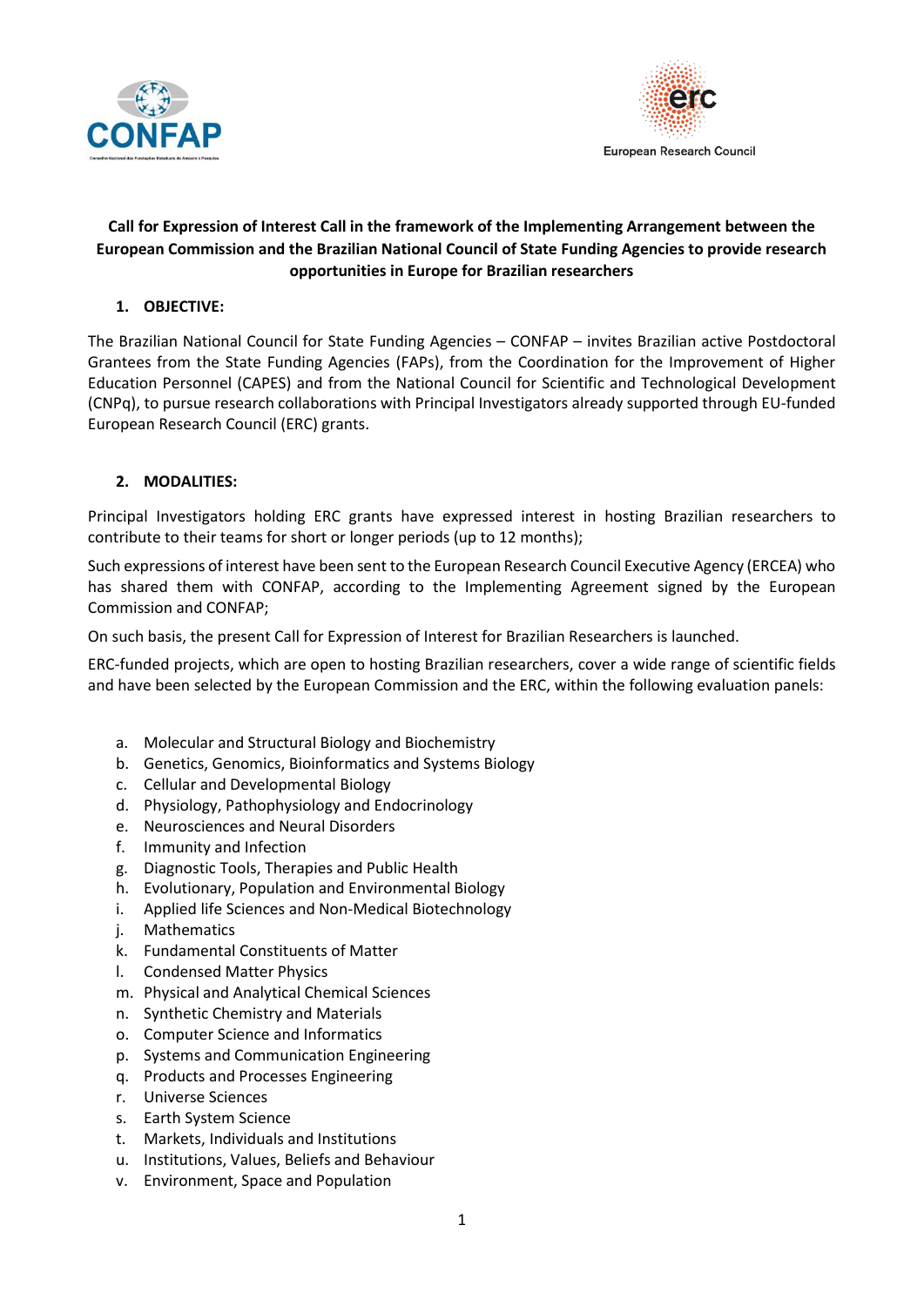CONFAP

European Research Council

**Call for Expression of Interest Call in the framework of the Implementing Arrangement between the European Commission and the Brazilian National Council of State Funding Agencies to provide research opportunities in Europe for Brazilian researchers**

## 1. OBJECTIVE:

The Brazilian National Council for State Funding Agencies – CONFAP – invites Brazilian active Postdoctoral Grantees from the State Funding Agencies (FAPs), from the Coordination for the Improvement of Higher Education Personnel (CAPES) and from the National Council for Scientific and Technological Development (CNPq), to pursue research collaborations with Principal Investigators already supported through EU-funded European Research Council (ERC) grants.

## 2. MODALITIES:

Principal Investigators holding ERC grants have expressed interest in hosting Brazilian researchers to contribute to their teams for short or longer periods (up to 12 months);

Such expressions of interest have been sent to the European Research Council Executive Agency (ERCEA) who has shared them with CONFAP, according to the Implementing Agreement signed by the European Commission and CONFAP;

On such basis, the present Call for Expression of Interest for Brazilian Researchers is launched.

ERC-funded projects, which are open to hosting Brazilian researchers, cover a wide range of scientific fields and have been selected by the European Commission and the ERC, within the following evaluation panels:

a. Molecular and Structural Biology and Biochemistry
b. Genetics, Genomics, Bioinformatics and Systems Biology
c. Cellular and Developmental Biology
d. Physiology, Pathophysiology and Endocrinology
e. Neurosciences and Neural Disorders
f. Immunity and Infection
g. Diagnostic Tools, Therapies and Public Health
h. Evolutionary, Population and Environmental Biology
i. Applied life Sciences and Non-Medical Biotechnology
j. Mathematics
k. Fundamental Constituents of Matter
l. Condensed Matter Physics
m. Physical and Analytical Chemical Sciences
n. Synthetic Chemistry and Materials
o. Computer Science and Informatics
p. Systems and Communication Engineering
q. Products and Processes Engineering
r. Universe Sciences
s. Earth System Science
t. Markets, Individuals and Institutions
u. Institutions, Values, Beliefs and Behaviour
v. Environment, Space and Population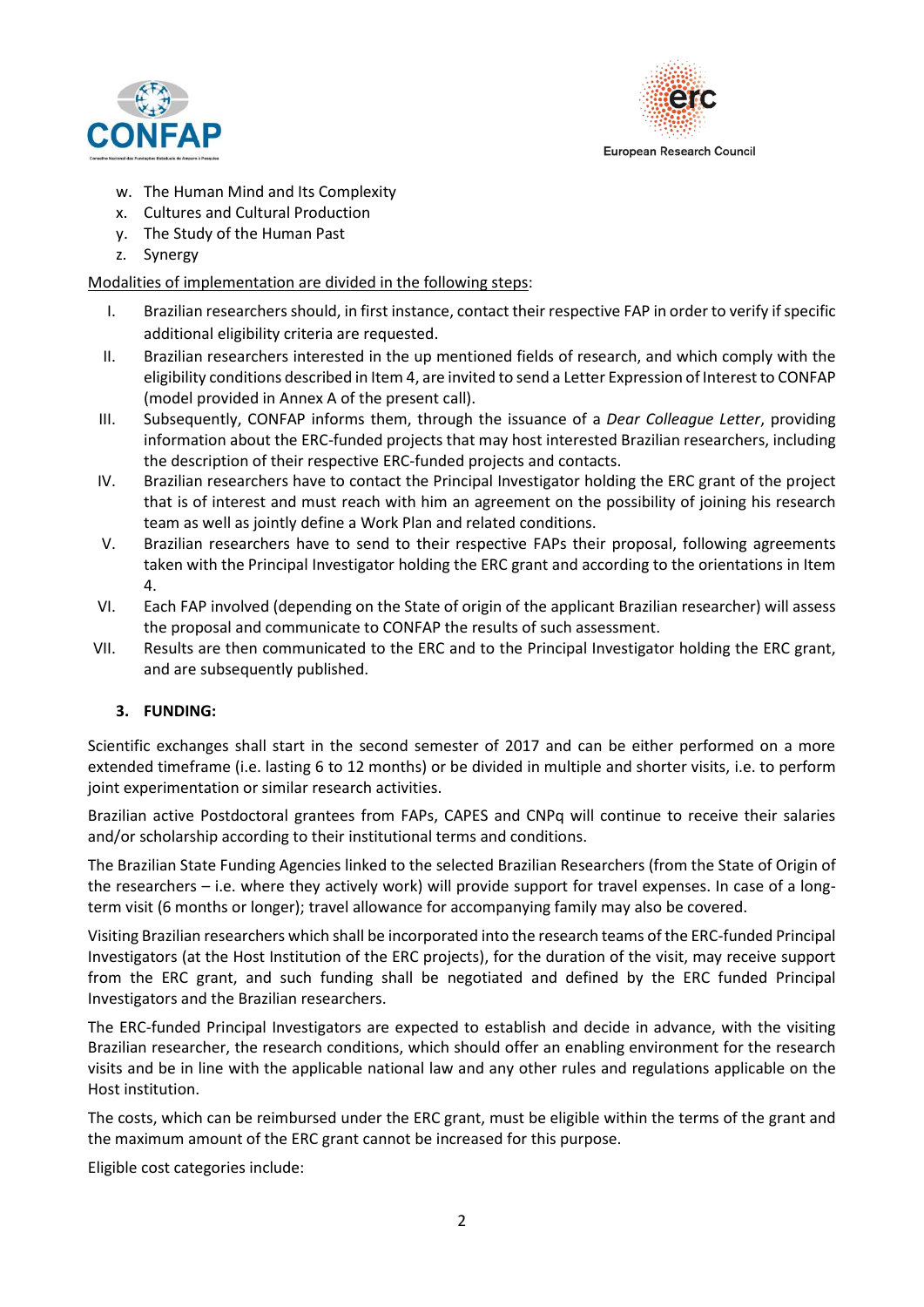w. The Human Mind and Its Complexity
x. Cultures and Cultural Production
y. The Study of the Human Past
z. Synergy

Modalities of implementation are divided in the following steps:

I. Brazilian researchers should, in first instance, contact their respective FAP in order to verify if specific additional eligibility criteria are requested.
II. Brazilian researchers interested in the up mentioned fields of research, and which comply with the eligibility conditions described in Item 4, are invited to send a Letter Expression of Interest to CONFAP (model provided in Annex A of the present call).
III. Subsequently, CONFAP informs them, through the issuance of a *Dear Colleague Letter*, providing information about the ERC-funded projects that may host interested Brazilian researchers, including the description of their respective ERC-funded projects and contacts.
IV. Brazilian researchers have to contact the Principal Investigator holding the ERC grant of the project that is of interest and must reach with him an agreement on the possibility of joining his research team as well as jointly define a Work Plan and related conditions.
V. Brazilian researchers have to send to their respective FAPs their proposal, following agreements taken with the Principal Investigator holding the ERC grant and according to the orientations in Item 4.
VI. Each FAP involved (depending on the State of origin of the applicant Brazilian researcher) will assess the proposal and communicate to CONFAP the results of such assessment.
VII. Results are then communicated to the ERC and to the Principal Investigator holding the ERC grant, and are subsequently published.

### 3. FUNDING:

Scientific exchanges shall start in the second semester of 2017 and can be either performed on a more extended timeframe (i.e. lasting 6 to 12 months) or be divided in multiple and shorter visits, i.e. to perform joint experimentation or similar research activities.

Brazilian active Postdoctoral grantees from FAPs, CAPES and CNPq will continue to receive their salaries and/or scholarship according to their institutional terms and conditions.

The Brazilian State Funding Agencies linked to the selected Brazilian Researchers (from the State of Origin of the researchers – i.e. where they actively work) will provide support for travel expenses. In case of a long-term visit (6 months or longer); travel allowance for accompanying family may also be covered.

Visiting Brazilian researchers which shall be incorporated into the research teams of the ERC-funded Principal Investigators (at the Host Institution of the ERC projects), for the duration of the visit, may receive support from the ERC grant, and such funding shall be negotiated and defined by the ERC funded Principal Investigators and the Brazilian researchers.

The ERC-funded Principal Investigators are expected to establish and decide in advance, with the visiting Brazilian researcher, the research conditions, which should offer an enabling environment for the research visits and be in line with the applicable national law and any other rules and regulations applicable on the Host institution.

The costs, which can be reimbursed under the ERC grant, must be eligible within the terms of the grant and the maximum amount of the ERC grant cannot be increased for this purpose.

Eligible cost categories include: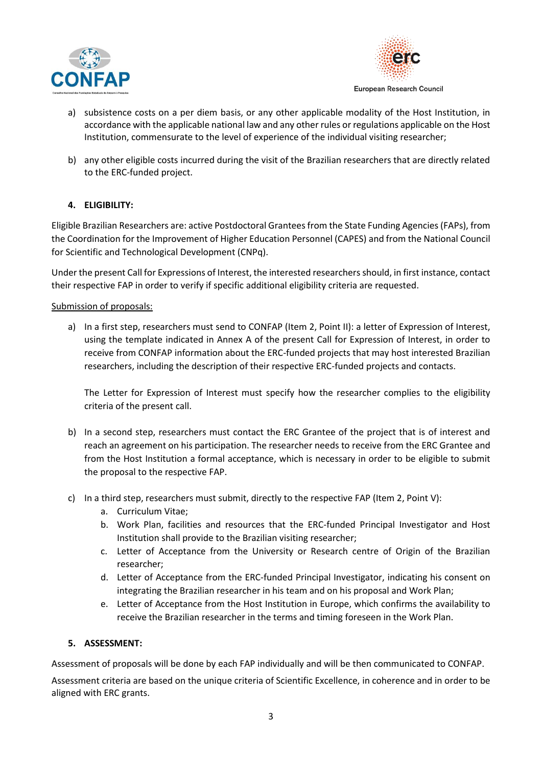a) subsistence costs on a per diem basis, or any other applicable modality of the Host Institution, in accordance with the applicable national law and any other rules or regulations applicable on the Host Institution, commensurate to the level of experience of the individual visiting researcher;

b) any other eligible costs incurred during the visit of the Brazilian researchers that are directly related to the ERC-funded project.

## 4. ELIGIBILITY:

Eligible Brazilian Researchers are: active Postdoctoral Grantees from the State Funding Agencies (FAPs), from the Coordination for the Improvement of Higher Education Personnel (CAPES) and from the National Council for Scientific and Technological Development (CNPq).

Under the present Call for Expressions of Interest, the interested researchers should, in first instance, contact their respective FAP in order to verify if specific additional eligibility criteria are requested.

Submission of proposals:

a) In a first step, researchers must send to CONFAP (Item 2, Point II): a letter of Expression of Interest, using the template indicated in Annex A of the present Call for Expression of Interest, in order to receive from CONFAP information about the ERC-funded projects that may host interested Brazilian researchers, including the description of their respective ERC-funded projects and contacts.

   The Letter for Expression of Interest must specify how the researcher complies to the eligibility criteria of the present call.

b) In a second step, researchers must contact the ERC Grantee of the project that is of interest and reach an agreement on his participation. The researcher needs to receive from the ERC Grantee and from the Host Institution a formal acceptance, which is necessary in order to be eligible to submit the proposal to the respective FAP.

c) In a third step, researchers must submit, directly to the respective FAP (Item 2, Point V):
   a. Curriculum Vitae;
   b. Work Plan, facilities and resources that the ERC-funded Principal Investigator and Host Institution shall provide to the Brazilian visiting researcher;
   c. Letter of Acceptance from the University or Research centre of Origin of the Brazilian researcher;
   d. Letter of Acceptance from the ERC-funded Principal Investigator, indicating his consent on integrating the Brazilian researcher in his team and on his proposal and Work Plan;
   e. Letter of Acceptance from the Host Institution in Europe, which confirms the availability to receive the Brazilian researcher in the terms and timing foreseen in the Work Plan.

## 5. ASSESSMENT:

Assessment of proposals will be done by each FAP individually and will be then communicated to CONFAP.

Assessment criteria are based on the unique criteria of Scientific Excellence, in coherence and in order to be aligned with ERC grants.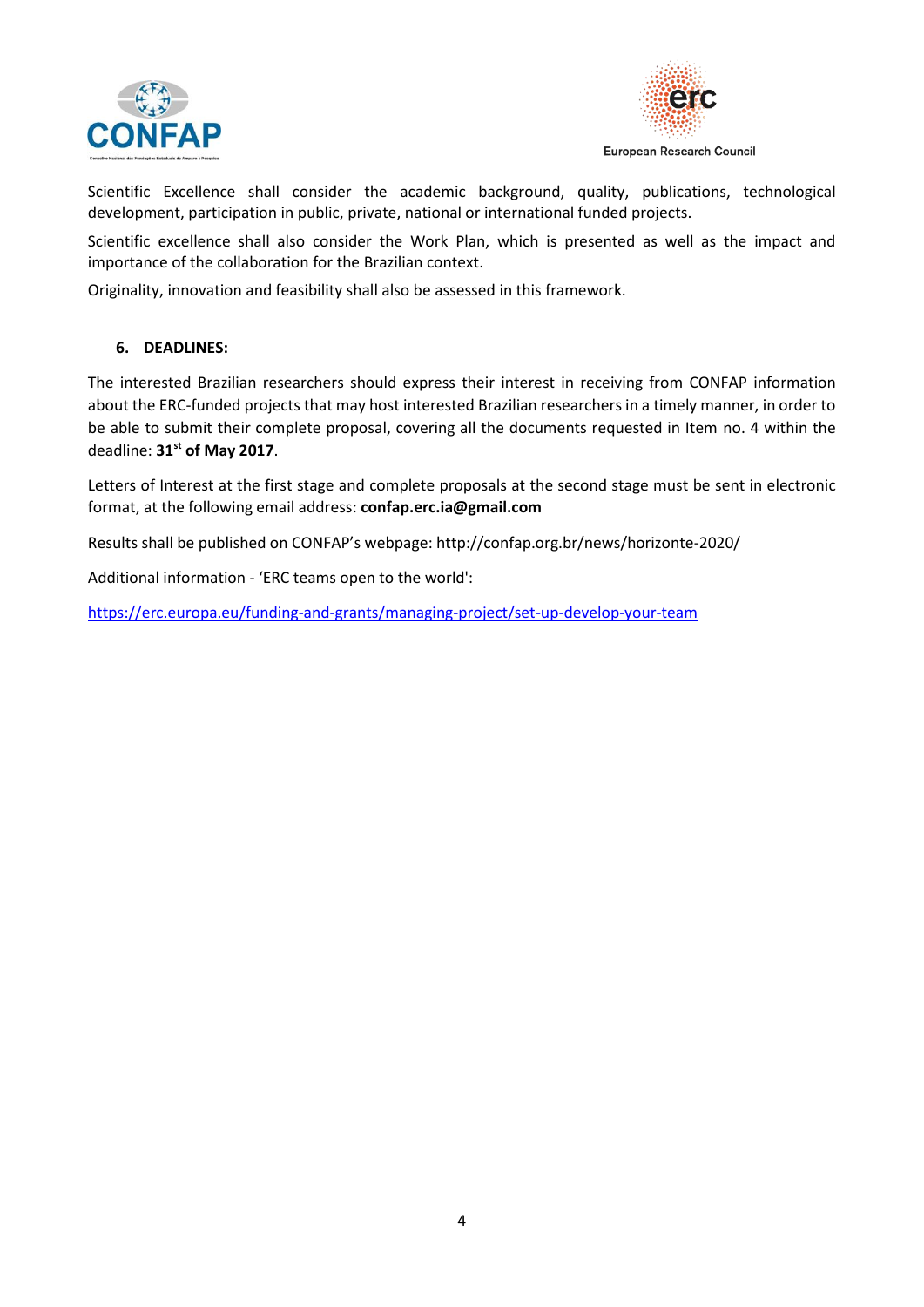Scientific Excellence shall consider the academic background, quality, publications, technological development, participation in public, private, national or international funded projects.

Scientific excellence shall also consider the Work Plan, which is presented as well as the impact and importance of the collaboration for the Brazilian context.

Originality, innovation and feasibility shall also be assessed in this framework.

## 6. DEADLINES:

The interested Brazilian researchers should express their interest in receiving from CONFAP information about the ERC-funded projects that may host interested Brazilian researchers in a timely manner, in order to be able to submit their complete proposal, covering all the documents requested in Item no. 4 within the deadline: **31st of May 2017**.

Letters of Interest at the first stage and complete proposals at the second stage must be sent in electronic format, at the following email address: **confap.erc.ia@gmail.com**

Results shall be published on CONFAP's webpage: http://confap.org.br/news/horizonte-2020/

Additional information - 'ERC teams open to the world':

https://erc.europa.eu/funding-and-grants/managing-project/set-up-develop-your-team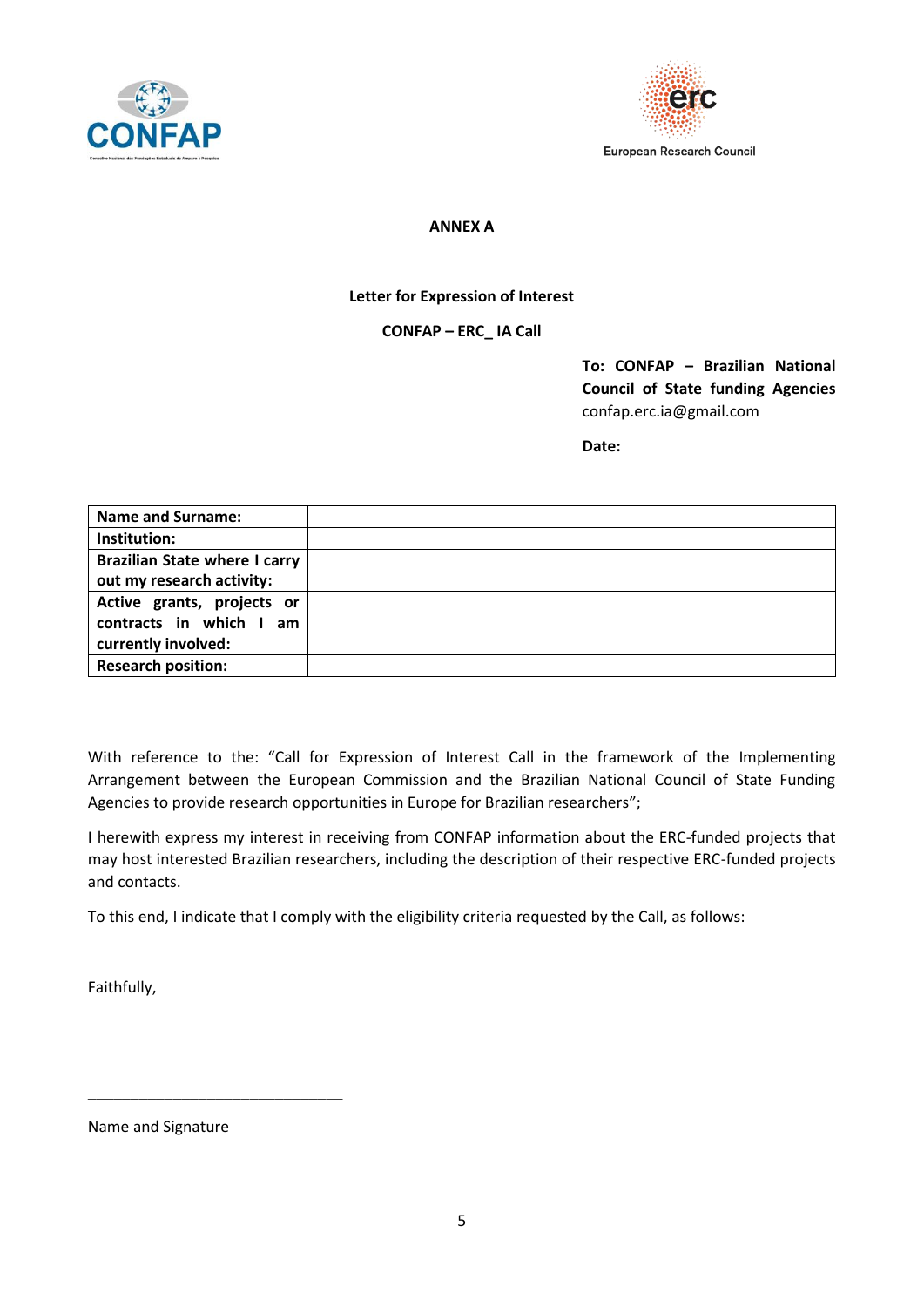**ANNEX A**

**Letter for Expression of Interest**

**CONFAP – ERC_ IA Call**

**To: CONFAP – Brazilian National Council of State funding Agencies**
confap.erc.ia@gmail.com

**Date:**

| | |
|---|---|
| **Name and Surname:** | |
| **Institution:** | |
| **Brazilian State where I carry out my research activity:** | |
| **Active grants, projects or contracts in which I am currently involved:** | |
| **Research position:** | |

With reference to the: "Call for Expression of Interest Call in the framework of the Implementing Arrangement between the European Commission and the Brazilian National Council of State Funding Agencies to provide research opportunities in Europe for Brazilian researchers";

I herewith express my interest in receiving from CONFAP information about the ERC-funded projects that may host interested Brazilian researchers, including the description of their respective ERC-funded projects and contacts.

To this end, I indicate that I comply with the eligibility criteria requested by the Call, as follows:

Faithfully,

_______________________________

Name and Signature